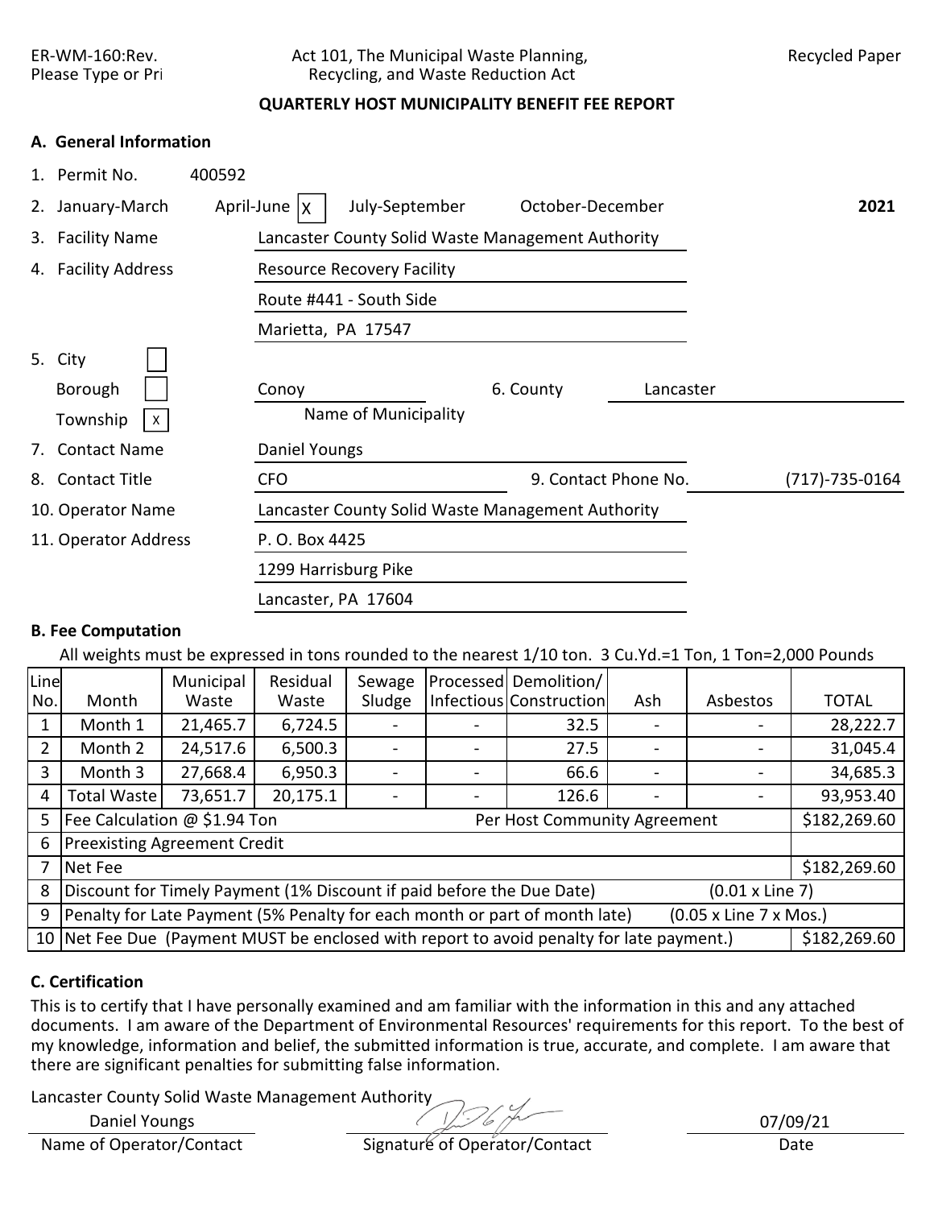ER-WM-160:Rev.
Please Type or Pri

Act 101, The Municipal Waste Planning,
Recycling, and Waste Reduction Act

Recycled Paper

**QUARTERLY HOST MUNICIPALITY BENEFIT FEE REPORT**

## A. General Information

1. Permit No. 400592
2. January-March April-June [X] July-September October-December **2021**
3. Facility Name: Lancaster County Solid Waste Management Authority
4. Facility Address: Resource Recovery Facility
   Route #441 - South Side
   Marietta, PA 17547
5. City [ ]
   Borough [ ]
   Township [X]
   Conoy (Name of Municipality)
6. County: Lancaster
7. Contact Name: Daniel Youngs
8. Contact Title: CFO
9. Contact Phone No. (717)-735-0164
10. Operator Name: Lancaster County Solid Waste Management Authority
11. Operator Address: P. O. Box 4425
    1299 Harrisburg Pike
    Lancaster, PA 17604

## B. Fee Computation

All weights must be expressed in tons rounded to the nearest 1/10 ton. 3 Cu.Yd.=1 Ton, 1 Ton=2,000 Pounds

| Line No. | Month | Municipal Waste | Residual Waste | Sewage Sludge | Processed Infectious | Demolition/ Construction | Ash | Asbestos | TOTAL |
|---|---|---|---|---|---|---|---|---|---|
| 1 | Month 1 | 21,465.7 | 6,724.5 | - | - | 32.5 | - | - | 28,222.7 |
| 2 | Month 2 | 24,517.6 | 6,500.3 | - | - | 27.5 | - | - | 31,045.4 |
| 3 | Month 3 | 27,668.4 | 6,950.3 | - | - | 66.6 | - | - | 34,685.3 |
| 4 | Total Waste | 73,651.7 | 20,175.1 | - | - | 126.6 | - | - | 93,953.40 |
| 5 | Fee Calculation @ $1.94 Ton | | | | Per Host Community Agreement | | | | $182,269.60 |
| 6 | Preexisting Agreement Credit | | | | | | | | |
| 7 | Net Fee | | | | | | | | $182,269.60 |
| 8 | Discount for Timely Payment (1% Discount if paid before the Due Date) | | | | | | (0.01 x Line 7) | | |
| 9 | Penalty for Late Payment (5% Penalty for each month or part of month late) | | | | | | (0.05 x Line 7 x Mos.) | | |
| 10 | Net Fee Due (Payment MUST be enclosed with report to avoid penalty for late payment.) | | | | | | | | $182,269.60 |

## C. Certification

This is to certify that I have personally examined and am familiar with the information in this and any attached documents. I am aware of the Department of Environmental Resources' requirements for this report. To the best of my knowledge, information and belief, the submitted information is true, accurate, and complete. I am aware that there are significant penalties for submitting false information.

Lancaster County Solid Waste Management Authority
Daniel Youngs

Name of Operator/Contact | Signature of Operator/Contact | Date: 07/09/21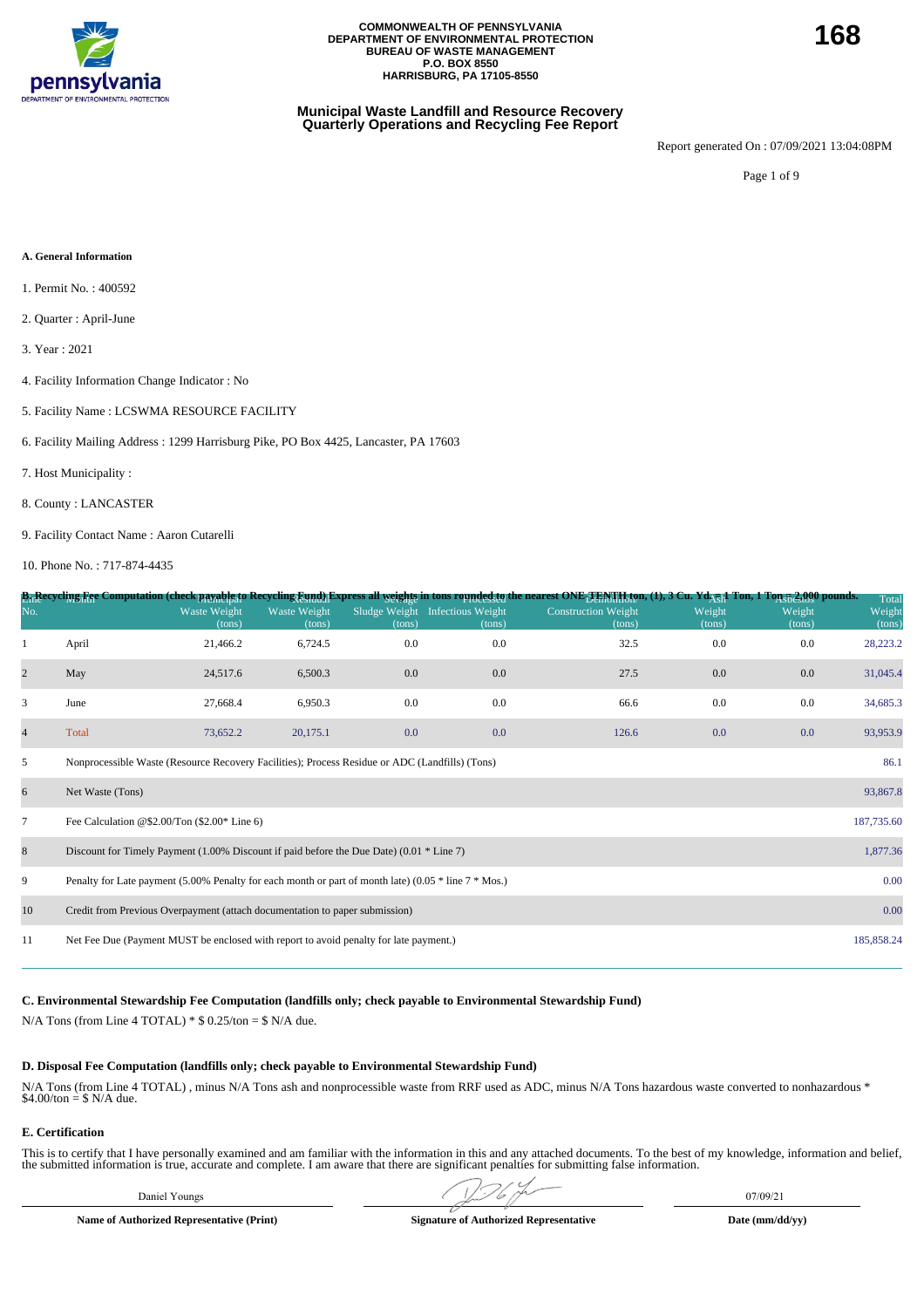COMMONWEALTH OF PENNSYLVANIA
DEPARTMENT OF ENVIRONMENTAL PROTECTION
BUREAU OF WASTE MANAGEMENT
P.O. BOX 8550
HARRISBURG, PA 17105-8550

**168**

## Municipal Waste Landfill and Resource Recovery Quarterly Operations and Recycling Fee Report

Report generated On : 07/09/2021 13:04:08PM

### A. General Information

1. Permit No. : 400592
2. Quarter : April-June
3. Year : 2021
4. Facility Information Change Indicator : No
5. Facility Name : LCSWMA RESOURCE FACILITY
6. Facility Mailing Address : 1299 Harrisburg Pike, PO Box 4425, Lancaster, PA 17603
7. Host Municipality :
8. County : LANCASTER
9. Facility Contact Name : Aaron Cutarelli
10. Phone No. : 717-874-4435

### B. Recycling Fee Computation (check payable to Recycling Fund) Express all weights in tons rounded to the nearest ONE-TENTH ton, (1), 3 Cu. Yd. = 1 Ton, 1 Ton = 2,000 pounds.

| Line No. | Month | Municipal Waste Weight (tons) | Residual Waste Weight (tons) | Sewage Sludge Weight (tons) | Processed Infectious Weight (tons) | Demolition Construction Weight (tons) | Ash Weight (tons) | Asbestos Weight (tons) | Total Weight (tons) |
|---|---|---|---|---|---|---|---|---|---|
| 1 | April | 21,466.2 | 6,724.5 | 0.0 | 0.0 | 32.5 | 0.0 | 0.0 | 28,223.2 |
| 2 | May | 24,517.6 | 6,500.3 | 0.0 | 0.0 | 27.5 | 0.0 | 0.0 | 31,045.4 |
| 3 | June | 27,668.4 | 6,950.3 | 0.0 | 0.0 | 66.6 | 0.0 | 0.0 | 34,685.3 |
| 4 | Total | 73,652.2 | 20,175.1 | 0.0 | 0.0 | 126.6 | 0.0 | 0.0 | 93,953.9 |
| 5 | Nonprocessible Waste (Resource Recovery Facilities); Process Residue or ADC (Landfills) (Tons) | | | | | | | | 86.1 |
| 6 | Net Waste (Tons) | | | | | | | | 93,867.8 |
| 7 | Fee Calculation @$2.00/Ton ($2.00* Line 6) | | | | | | | | 187,735.60 |
| 8 | Discount for Timely Payment (1.00% Discount if paid before the Due Date) (0.01 * Line 7) | | | | | | | | 1,877.36 |
| 9 | Penalty for Late payment (5.00% Penalty for each month or part of month late) (0.05 * line 7 * Mos.) | | | | | | | | 0.00 |
| 10 | Credit from Previous Overpayment (attach documentation to paper submission) | | | | | | | | 0.00 |
| 11 | Net Fee Due (Payment MUST be enclosed with report to avoid penalty for late payment.) | | | | | | | | 185,858.24 |

### C. Environmental Stewardship Fee Computation (landfills only; check payable to Environmental Stewardship Fund)

N/A Tons (from Line 4 TOTAL) * $ 0.25/ton = $ N/A due.

### D. Disposal Fee Computation (landfills only; check payable to Environmental Stewardship Fund)

N/A Tons (from Line 4 TOTAL) , minus N/A Tons ash and nonprocessible waste from RRF used as ADC, minus N/A Tons hazardous waste converted to nonhazardous * $4.00/ton = $ N/A due.

### E. Certification

This is to certify that I have personally examined and am familiar with the information in this and any attached documents. To the best of my knowledge, information and belief, the submitted information is true, accurate and complete. I am aware that there are significant penalties for submitting false information.

| Daniel Youngs | [signature] | 07/09/21 |
|---|---|---|
| **Name of Authorized Representative (Print)** | **Signature of Authorized Representative** | **Date (mm/dd/yy)** |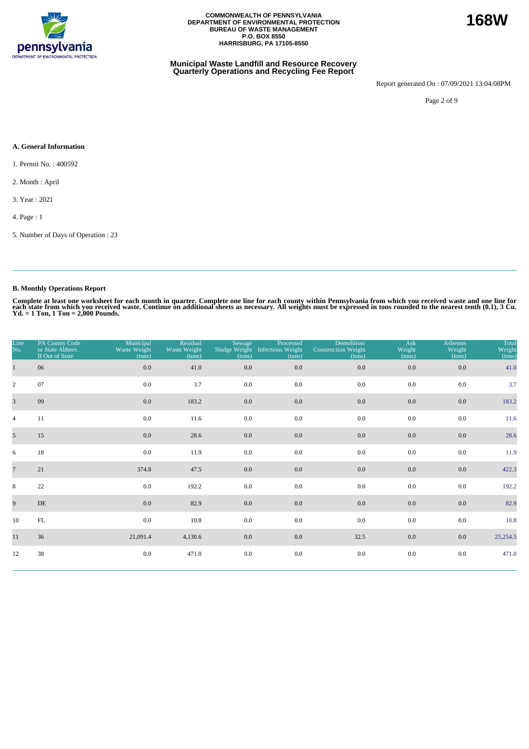COMMONWEALTH OF PENNSYLVANIA
DEPARTMENT OF ENVIRONMENTAL PROTECTION
BUREAU OF WASTE MANAGEMENT
P.O. BOX 8550
HARRISBURG, PA 17105-8550

**168W**

**Municipal Waste Landfill and Resource Recovery Quarterly Operations and Recycling Fee Report**

Report generated On : 07/09/2021 13:04:08PM

### A. General Information

1. Permit No. : 400592

2. Month : April

3. Year : 2021

4. Page : 1

5. Number of Days of Operation : 23

### B. Monthly Operations Report

**Complete at least one worksheet for each month in quarter. Complete one line for each county within Pennsylvania from which you received waste and one line for each state from which you received waste. Continue on additional sheets as necessary. All weights must be expressed in tons rounded to the nearest tenth (0.1), 3 Cu. Yd. = 1 Ton, 1 Ton = 2,000 Pounds.**

| Line No. | PA County Code or State Abbrev. If Out of State | Municipal Waste Weight (tons) | Residual Waste Weight (tons) | Sewage Sludge Weight (tons) | Processed Infectious Weight (tons) | Demolition/ Construction Weight (tons) | Ash Weight (tons) | Asbestos Weight (tons) | Total Weight (tons) |
|---|---|---|---|---|---|---|---|---|---|
| 1 | 06 | 0.0 | 41.0 | 0.0 | 0.0 | 0.0 | 0.0 | 0.0 | 41.0 |
| 2 | 07 | 0.0 | 3.7 | 0.0 | 0.0 | 0.0 | 0.0 | 0.0 | 3.7 |
| 3 | 09 | 0.0 | 183.2 | 0.0 | 0.0 | 0.0 | 0.0 | 0.0 | 183.2 |
| 4 | 11 | 0.0 | 11.6 | 0.0 | 0.0 | 0.0 | 0.0 | 0.0 | 11.6 |
| 5 | 15 | 0.0 | 28.6 | 0.0 | 0.0 | 0.0 | 0.0 | 0.0 | 28.6 |
| 6 | 18 | 0.0 | 11.9 | 0.0 | 0.0 | 0.0 | 0.0 | 0.0 | 11.9 |
| 7 | 21 | 374.8 | 47.5 | 0.0 | 0.0 | 0.0 | 0.0 | 0.0 | 422.3 |
| 8 | 22 | 0.0 | 192.2 | 0.0 | 0.0 | 0.0 | 0.0 | 0.0 | 192.2 |
| 9 | DE | 0.0 | 82.9 | 0.0 | 0.0 | 0.0 | 0.0 | 0.0 | 82.9 |
| 10 | FL | 0.0 | 10.8 | 0.0 | 0.0 | 0.0 | 0.0 | 0.0 | 10.8 |
| 11 | 36 | 21,091.4 | 4,130.6 | 0.0 | 0.0 | 32.5 | 0.0 | 0.0 | 25,254.5 |
| 12 | 38 | 0.0 | 471.0 | 0.0 | 0.0 | 0.0 | 0.0 | 0.0 | 471.0 |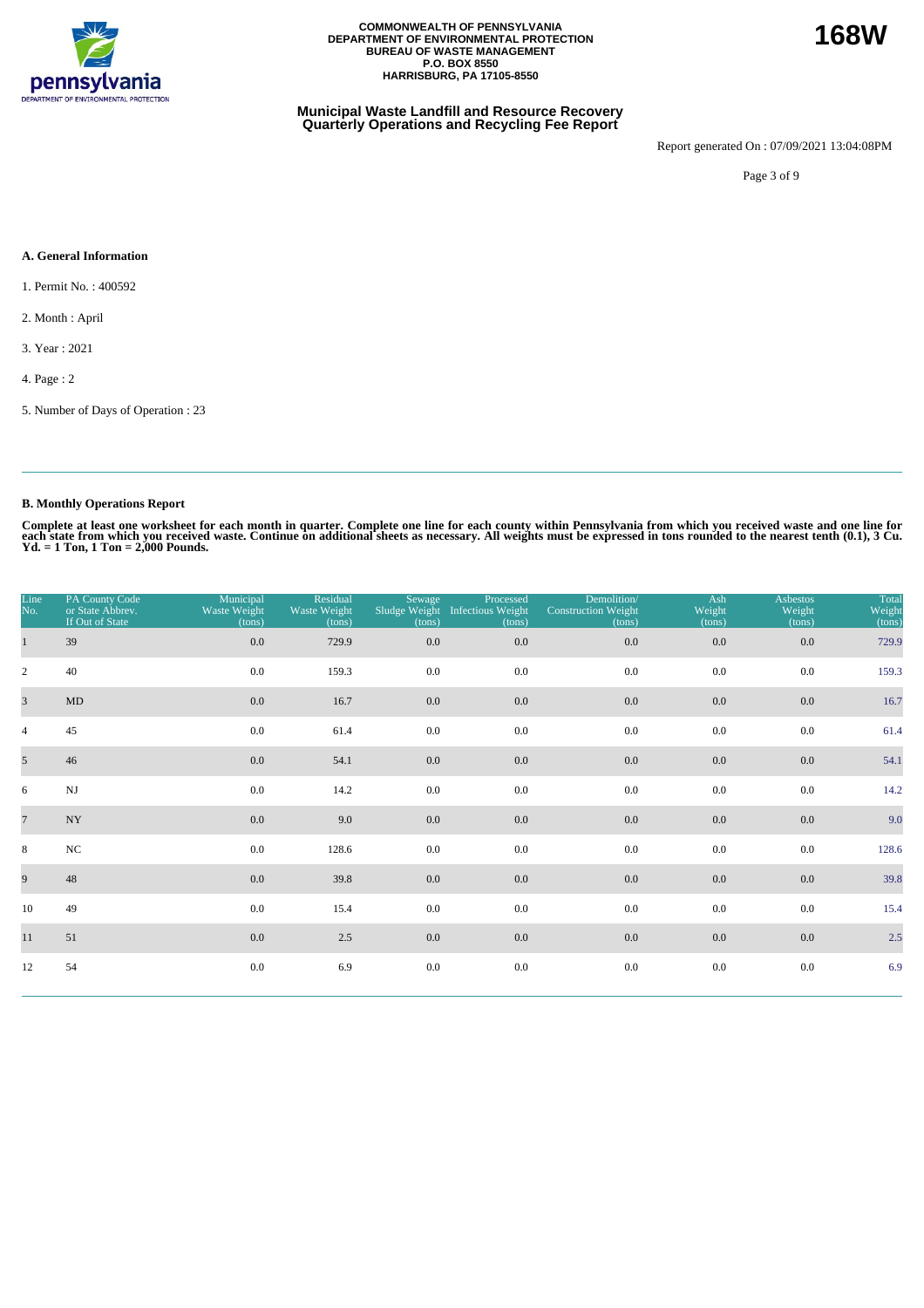COMMONWEALTH OF PENNSYLVANIA
DEPARTMENT OF ENVIRONMENTAL PROTECTION
BUREAU OF WASTE MANAGEMENT
P.O. BOX 8550
HARRISBURG, PA 17105-8550

**168W**

## Municipal Waste Landfill and Resource Recovery Quarterly Operations and Recycling Fee Report

Report generated On : 07/09/2021 13:04:08PM

### A. General Information

1. Permit No. : 400592
2. Month : April
3. Year : 2021
4. Page : 2
5. Number of Days of Operation : 23

### B. Monthly Operations Report

**Complete at least one worksheet for each month in quarter. Complete one line for each county within Pennsylvania from which you received waste and one line for each state from which you received waste. Continue on additional sheets as necessary. All weights must be expressed in tons rounded to the nearest tenth (0.1), 3 Cu. Yd. = 1 Ton, 1 Ton = 2,000 Pounds.**

| Line No. | PA County Code or State Abbrev. If Out of State | Municipal Waste Weight (tons) | Residual Waste Weight (tons) | Sewage Sludge Weight (tons) | Processed Infectious Weight (tons) | Demolition/ Construction Weight (tons) | Ash Weight (tons) | Asbestos Weight (tons) | Total Weight (tons) |
|---|---|---|---|---|---|---|---|---|---|
| 1 | 39 | 0.0 | 729.9 | 0.0 | 0.0 | 0.0 | 0.0 | 0.0 | 729.9 |
| 2 | 40 | 0.0 | 159.3 | 0.0 | 0.0 | 0.0 | 0.0 | 0.0 | 159.3 |
| 3 | MD | 0.0 | 16.7 | 0.0 | 0.0 | 0.0 | 0.0 | 0.0 | 16.7 |
| 4 | 45 | 0.0 | 61.4 | 0.0 | 0.0 | 0.0 | 0.0 | 0.0 | 61.4 |
| 5 | 46 | 0.0 | 54.1 | 0.0 | 0.0 | 0.0 | 0.0 | 0.0 | 54.1 |
| 6 | NJ | 0.0 | 14.2 | 0.0 | 0.0 | 0.0 | 0.0 | 0.0 | 14.2 |
| 7 | NY | 0.0 | 9.0 | 0.0 | 0.0 | 0.0 | 0.0 | 0.0 | 9.0 |
| 8 | NC | 0.0 | 128.6 | 0.0 | 0.0 | 0.0 | 0.0 | 0.0 | 128.6 |
| 9 | 48 | 0.0 | 39.8 | 0.0 | 0.0 | 0.0 | 0.0 | 0.0 | 39.8 |
| 10 | 49 | 0.0 | 15.4 | 0.0 | 0.0 | 0.0 | 0.0 | 0.0 | 15.4 |
| 11 | 51 | 0.0 | 2.5 | 0.0 | 0.0 | 0.0 | 0.0 | 0.0 | 2.5 |
| 12 | 54 | 0.0 | 6.9 | 0.0 | 0.0 | 0.0 | 0.0 | 0.0 | 6.9 |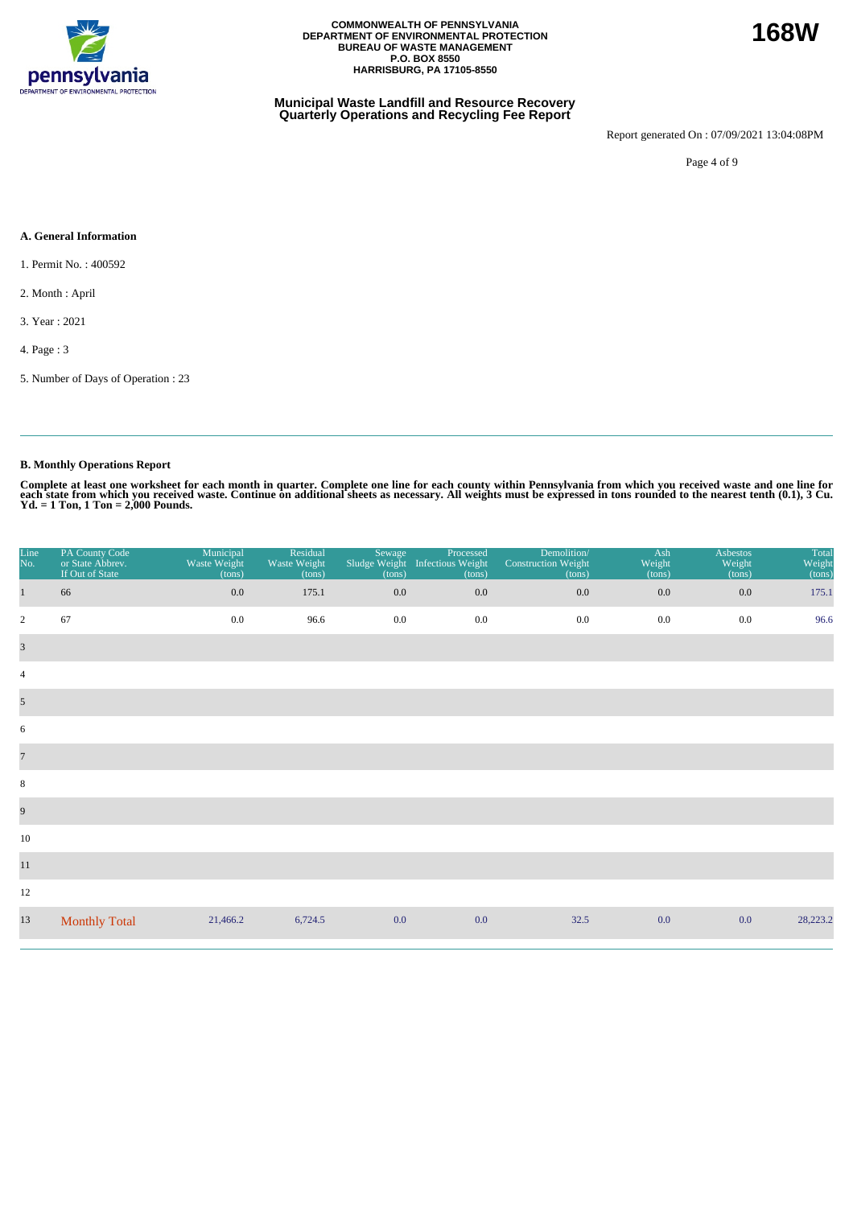COMMONWEALTH OF PENNSYLVANIA
DEPARTMENT OF ENVIRONMENTAL PROTECTION
BUREAU OF WASTE MANAGEMENT
P.O. BOX 8550
HARRISBURG, PA 17105-8550

**168W**

## Municipal Waste Landfill and Resource Recovery Quarterly Operations and Recycling Fee Report

Report generated On : 07/09/2021 13:04:08PM

### A. General Information

1. Permit No. : 400592

2. Month : April

3. Year : 2021

4. Page : 3

5. Number of Days of Operation : 23

### B. Monthly Operations Report

**Complete at least one worksheet for each month in quarter. Complete one line for each county within Pennsylvania from which you received waste and one line for each state from which you received waste. Continue on additional sheets as necessary. All weights must be expressed in tons rounded to the nearest tenth (0.1), 3 Cu. Yd. = 1 Ton, 1 Ton = 2,000 Pounds.**

| Line No. | PA County Code or State Abbrev. If Out of State | Municipal Waste Weight (tons) | Residual Waste Weight (tons) | Sewage Sludge Weight (tons) | Processed Infectious Weight (tons) | Demolition/ Construction Weight (tons) | Ash Weight (tons) | Asbestos Weight (tons) | Total Weight (tons) |
|---|---|---|---|---|---|---|---|---|---|
| 1 | 66 | 0.0 | 175.1 | 0.0 | 0.0 | 0.0 | 0.0 | 0.0 | 175.1 |
| 2 | 67 | 0.0 | 96.6 | 0.0 | 0.0 | 0.0 | 0.0 | 0.0 | 96.6 |
| 3 | | | | | | | | | |
| 4 | | | | | | | | | |
| 5 | | | | | | | | | |
| 6 | | | | | | | | | |
| 7 | | | | | | | | | |
| 8 | | | | | | | | | |
| 9 | | | | | | | | | |
| 10 | | | | | | | | | |
| 11 | | | | | | | | | |
| 12 | | | | | | | | | |
| 13 | Monthly Total | 21,466.2 | 6,724.5 | 0.0 | 0.0 | 32.5 | 0.0 | 0.0 | 28,223.2 |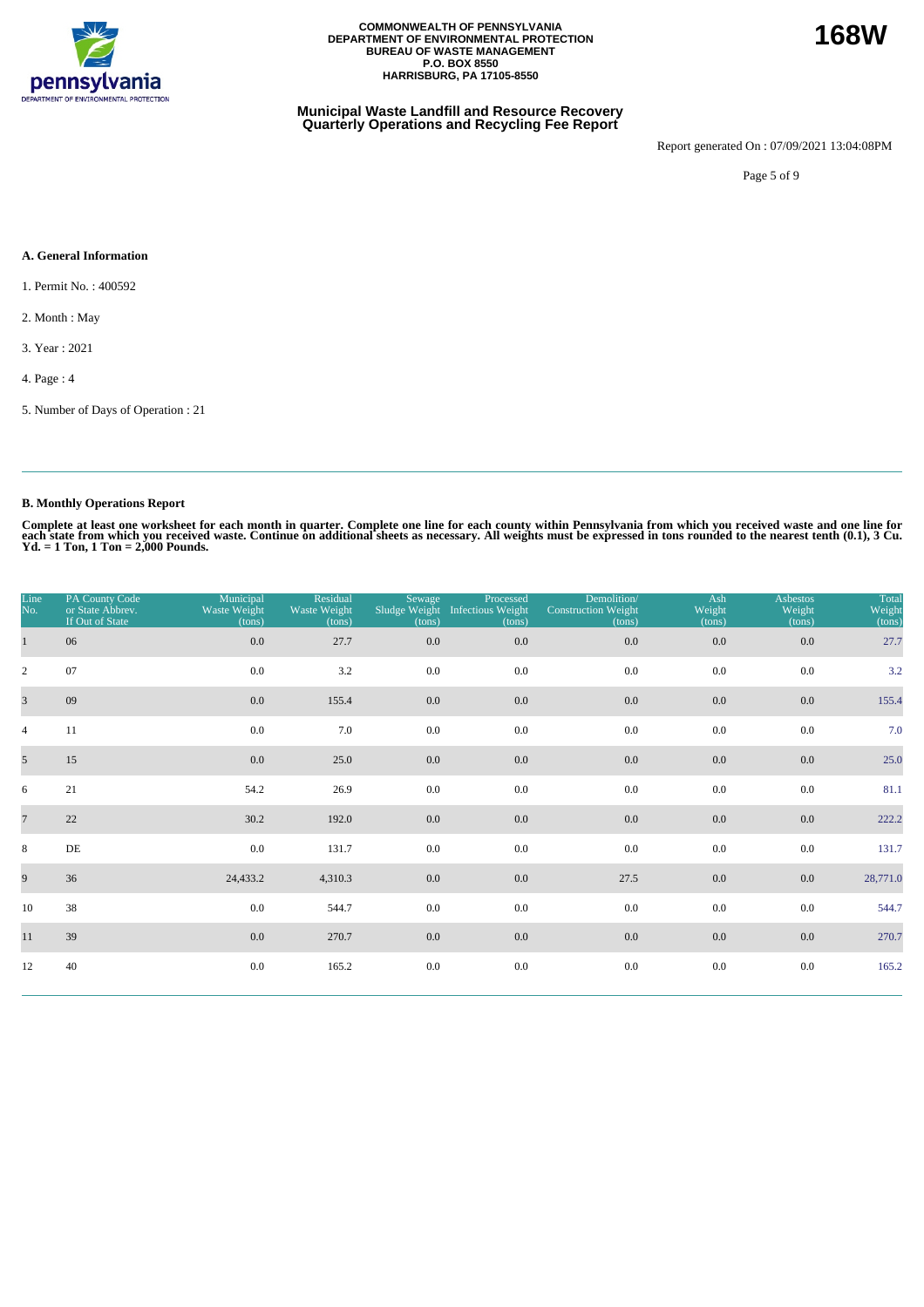COMMONWEALTH OF PENNSYLVANIA
DEPARTMENT OF ENVIRONMENTAL PROTECTION
BUREAU OF WASTE MANAGEMENT
P.O. BOX 8550
HARRISBURG, PA 17105-8550

**168W**

## Municipal Waste Landfill and Resource Recovery Quarterly Operations and Recycling Fee Report

Report generated On : 07/09/2021 13:04:08PM

### A. General Information

1. Permit No. : 400592
2. Month : May
3. Year : 2021
4. Page : 4
5. Number of Days of Operation : 21

### B. Monthly Operations Report

**Complete at least one worksheet for each month in quarter. Complete one line for each county within Pennsylvania from which you received waste and one line for each state from which you received waste. Continue on additional sheets as necessary. All weights must be expressed in tons rounded to the nearest tenth (0.1), 3 Cu. Yd. = 1 Ton, 1 Ton = 2,000 Pounds.**

| Line No. | PA County Code or State Abbrev. If Out of State | Municipal Waste Weight (tons) | Residual Waste Weight (tons) | Sewage Sludge Weight (tons) | Processed Infectious Weight (tons) | Demolition/ Construction Weight (tons) | Ash Weight (tons) | Asbestos Weight (tons) | Total Weight (tons) |
|---|---|---|---|---|---|---|---|---|---|
| 1 | 06 | 0.0 | 27.7 | 0.0 | 0.0 | 0.0 | 0.0 | 0.0 | 27.7 |
| 2 | 07 | 0.0 | 3.2 | 0.0 | 0.0 | 0.0 | 0.0 | 0.0 | 3.2 |
| 3 | 09 | 0.0 | 155.4 | 0.0 | 0.0 | 0.0 | 0.0 | 0.0 | 155.4 |
| 4 | 11 | 0.0 | 7.0 | 0.0 | 0.0 | 0.0 | 0.0 | 0.0 | 7.0 |
| 5 | 15 | 0.0 | 25.0 | 0.0 | 0.0 | 0.0 | 0.0 | 0.0 | 25.0 |
| 6 | 21 | 54.2 | 26.9 | 0.0 | 0.0 | 0.0 | 0.0 | 0.0 | 81.1 |
| 7 | 22 | 30.2 | 192.0 | 0.0 | 0.0 | 0.0 | 0.0 | 0.0 | 222.2 |
| 8 | DE | 0.0 | 131.7 | 0.0 | 0.0 | 0.0 | 0.0 | 0.0 | 131.7 |
| 9 | 36 | 24,433.2 | 4,310.3 | 0.0 | 0.0 | 27.5 | 0.0 | 0.0 | 28,771.0 |
| 10 | 38 | 0.0 | 544.7 | 0.0 | 0.0 | 0.0 | 0.0 | 0.0 | 544.7 |
| 11 | 39 | 0.0 | 270.7 | 0.0 | 0.0 | 0.0 | 0.0 | 0.0 | 270.7 |
| 12 | 40 | 0.0 | 165.2 | 0.0 | 0.0 | 0.0 | 0.0 | 0.0 | 165.2 |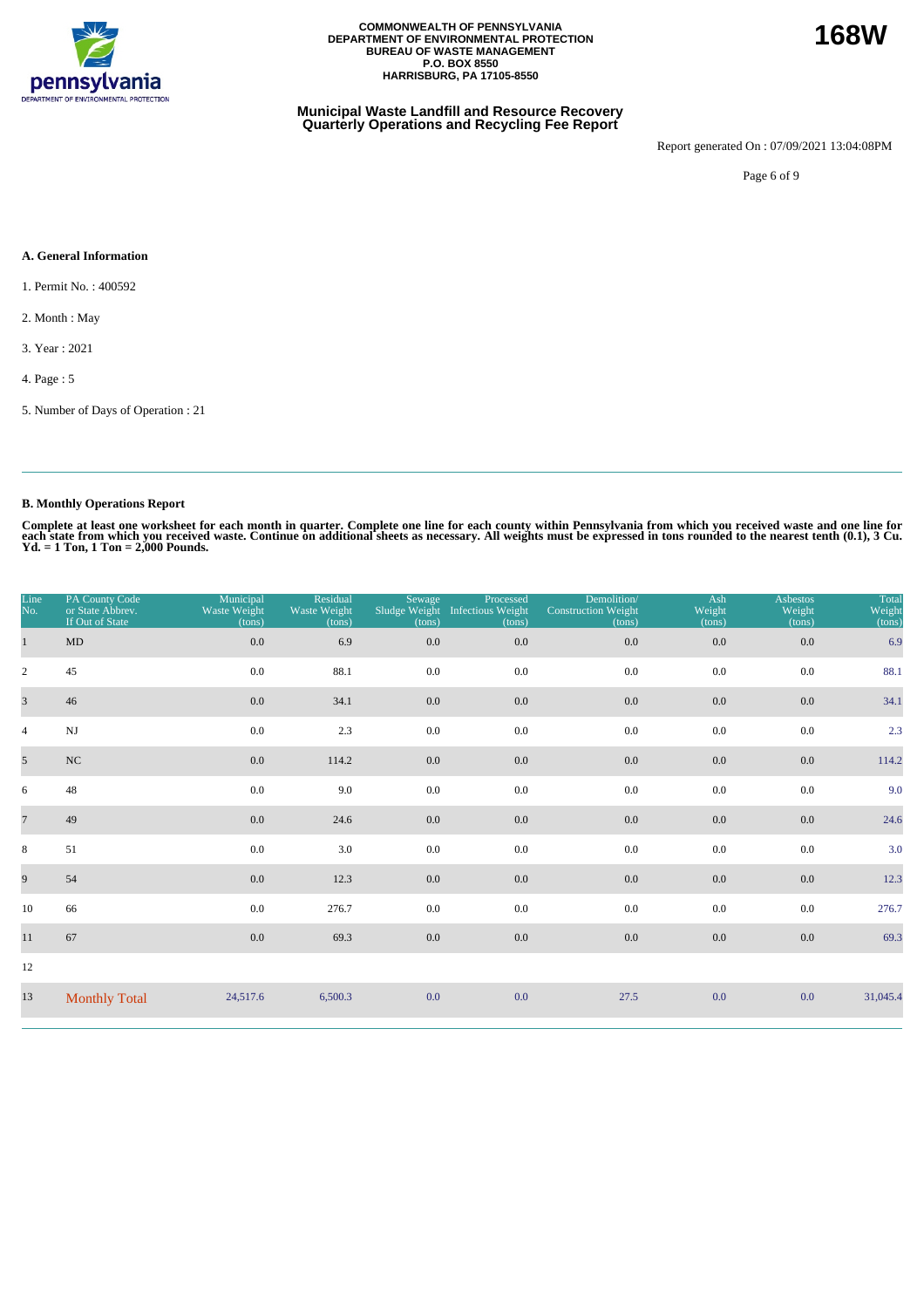COMMONWEALTH OF PENNSYLVANIA
DEPARTMENT OF ENVIRONMENTAL PROTECTION
BUREAU OF WASTE MANAGEMENT
P.O. BOX 8550
HARRISBURG, PA 17105-8550

**168W**

## Municipal Waste Landfill and Resource Recovery Quarterly Operations and Recycling Fee Report

Report generated On : 07/09/2021 13:04:08PM

### A. General Information

1. Permit No. : 400592
2. Month : May
3. Year : 2021
4. Page : 5
5. Number of Days of Operation : 21

### B. Monthly Operations Report

**Complete at least one worksheet for each month in quarter. Complete one line for each county within Pennsylvania from which you received waste and one line for each state from which you received waste. Continue on additional sheets as necessary. All weights must be expressed in tons rounded to the nearest tenth (0.1), 3 Cu. Yd. = 1 Ton, 1 Ton = 2,000 Pounds.**

| Line No. | PA County Code or State Abbrev. If Out of State | Municipal Waste Weight (tons) | Residual Waste Weight (tons) | Sewage Sludge Weight (tons) | Processed Infectious Weight (tons) | Demolition/ Construction Weight (tons) | Ash Weight (tons) | Asbestos Weight (tons) | Total Weight (tons) |
|---|---|---|---|---|---|---|---|---|---|
| 1 | MD | 0.0 | 6.9 | 0.0 | 0.0 | 0.0 | 0.0 | 0.0 | 6.9 |
| 2 | 45 | 0.0 | 88.1 | 0.0 | 0.0 | 0.0 | 0.0 | 0.0 | 88.1 |
| 3 | 46 | 0.0 | 34.1 | 0.0 | 0.0 | 0.0 | 0.0 | 0.0 | 34.1 |
| 4 | NJ | 0.0 | 2.3 | 0.0 | 0.0 | 0.0 | 0.0 | 0.0 | 2.3 |
| 5 | NC | 0.0 | 114.2 | 0.0 | 0.0 | 0.0 | 0.0 | 0.0 | 114.2 |
| 6 | 48 | 0.0 | 9.0 | 0.0 | 0.0 | 0.0 | 0.0 | 0.0 | 9.0 |
| 7 | 49 | 0.0 | 24.6 | 0.0 | 0.0 | 0.0 | 0.0 | 0.0 | 24.6 |
| 8 | 51 | 0.0 | 3.0 | 0.0 | 0.0 | 0.0 | 0.0 | 0.0 | 3.0 |
| 9 | 54 | 0.0 | 12.3 | 0.0 | 0.0 | 0.0 | 0.0 | 0.0 | 12.3 |
| 10 | 66 | 0.0 | 276.7 | 0.0 | 0.0 | 0.0 | 0.0 | 0.0 | 276.7 |
| 11 | 67 | 0.0 | 69.3 | 0.0 | 0.0 | 0.0 | 0.0 | 0.0 | 69.3 |
| 12 | | | | | | | | | |
| 13 | Monthly Total | 24,517.6 | 6,500.3 | 0.0 | 0.0 | 27.5 | 0.0 | 0.0 | 31,045.4 |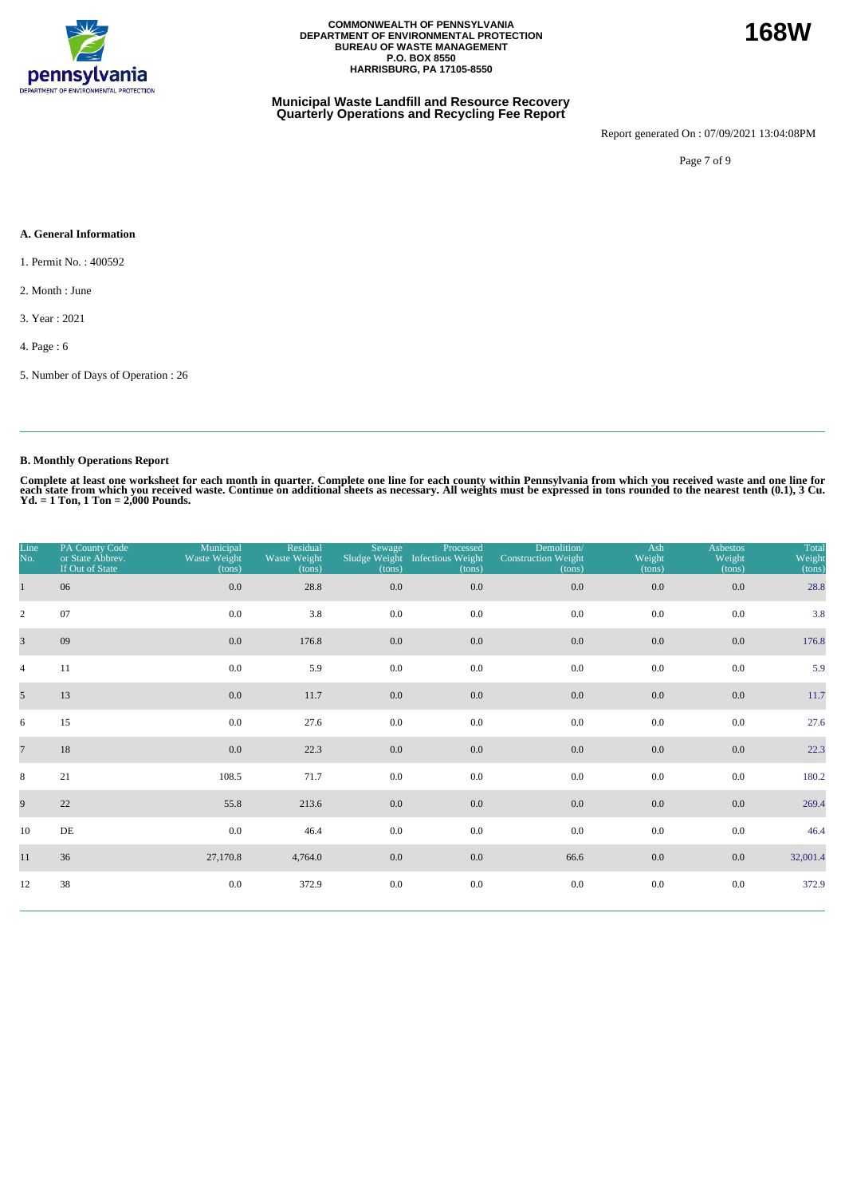**COMMONWEALTH OF PENNSYLVANIA**
**DEPARTMENT OF ENVIRONMENTAL PROTECTION**
**BUREAU OF WASTE MANAGEMENT**
**P.O. BOX 8550**
**HARRISBURG, PA 17105-8550**

**168W**

## Municipal Waste Landfill and Resource Recovery Quarterly Operations and Recycling Fee Report

Report generated On : 07/09/2021 13:04:08PM

### A. General Information

1. Permit No. : 400592
2. Month : June
3. Year : 2021
4. Page : 6
5. Number of Days of Operation : 26

### B. Monthly Operations Report

**Complete at least one worksheet for each month in quarter. Complete one line for each county within Pensylvania from which you received waste and one line for each state from which you received waste. Continue on additional sheets as necessary. All weights must be expressed in tons rounded to the nearest tenth (0.1), 3 Cu. Yd. = 1 Ton, 1 Ton = 2,000 Pounds.**

| Line No. | PA County Code or State Abbrev. If Out of State | Municipal Waste Weight (tons) | Residual Waste Weight (tons) | Sewage Sludge Weight (tons) | Processed Infectious Weight (tons) | Demolition/ Construction Weight (tons) | Ash Weight (tons) | Asbestos Weight (tons) | Total Weight (tons) |
|---|---|---|---|---|---|---|---|---|---|
| 1 | 06 | 0.0 | 28.8 | 0.0 | 0.0 | 0.0 | 0.0 | 0.0 | 28.8 |
| 2 | 07 | 0.0 | 3.8 | 0.0 | 0.0 | 0.0 | 0.0 | 0.0 | 3.8 |
| 3 | 09 | 0.0 | 176.8 | 0.0 | 0.0 | 0.0 | 0.0 | 0.0 | 176.8 |
| 4 | 11 | 0.0 | 5.9 | 0.0 | 0.0 | 0.0 | 0.0 | 0.0 | 5.9 |
| 5 | 13 | 0.0 | 11.7 | 0.0 | 0.0 | 0.0 | 0.0 | 0.0 | 11.7 |
| 6 | 15 | 0.0 | 27.6 | 0.0 | 0.0 | 0.0 | 0.0 | 0.0 | 27.6 |
| 7 | 18 | 0.0 | 22.3 | 0.0 | 0.0 | 0.0 | 0.0 | 0.0 | 22.3 |
| 8 | 21 | 108.5 | 71.7 | 0.0 | 0.0 | 0.0 | 0.0 | 0.0 | 180.2 |
| 9 | 22 | 55.8 | 213.6 | 0.0 | 0.0 | 0.0 | 0.0 | 0.0 | 269.4 |
| 10 | DE | 0.0 | 46.4 | 0.0 | 0.0 | 0.0 | 0.0 | 0.0 | 46.4 |
| 11 | 36 | 27,170.8 | 4,764.0 | 0.0 | 0.0 | 66.6 | 0.0 | 0.0 | 32,001.4 |
| 12 | 38 | 0.0 | 372.9 | 0.0 | 0.0 | 0.0 | 0.0 | 0.0 | 372.9 |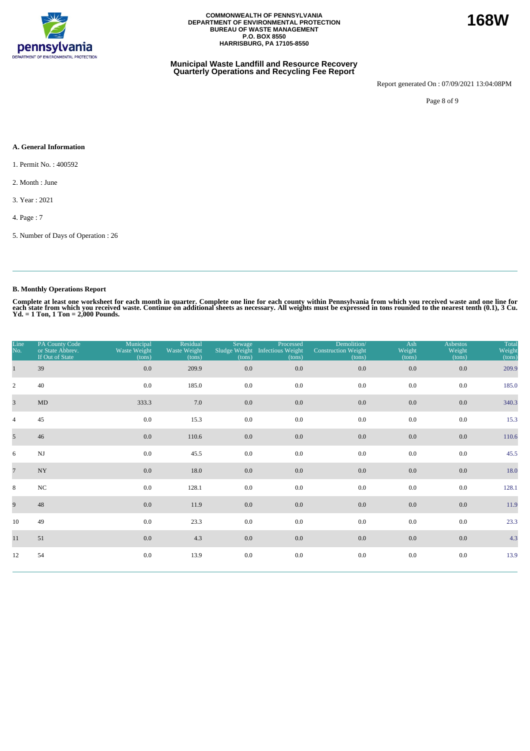**COMMONWEALTH OF PENNSYLVANIA**
**DEPARTMENT OF ENVIRONMENTAL PROTECTION**
**BUREAU OF WASTE MANAGEMENT**
**P.O. BOX 8550**
**HARRISBURG, PA 17105-8550**

**168W**

## Municipal Waste Landfill and Resource Recovery Quarterly Operations and Recycling Fee Report

Report generated On : 07/09/2021 13:04:08PM

### A. General Information

1. Permit No. : 400592

2. Month : June

3. Year : 2021

4. Page : 7

5. Number of Days of Operation : 26

### B. Monthly Operations Report

**Complete at least one worksheet for each month in quarter. Complete one line for each county within Pennsylvania from which you received waste and one line for each state from which you received waste. Continue on additional sheets as necessary. All weights must be expressed in tons rounded to the nearest tenth (0.1), 3 Cu. Yd. = 1 Ton, 1 Ton = 2,000 Pounds.**

| Line No. | PA County Code or State Abbrev. If Out of State | Municipal Waste Weight (tons) | Residual Waste Weight (tons) | Sewage Sludge Weight (tons) | Processed Infectious Weight (tons) | Demolition/ Construction Weight (tons) | Ash Weight (tons) | Asbestos Weight (tons) | Total Weight (tons) |
|---|---|---|---|---|---|---|---|---|---|
| 1 | 39 | 0.0 | 209.9 | 0.0 | 0.0 | 0.0 | 0.0 | 0.0 | 209.9 |
| 2 | 40 | 0.0 | 185.0 | 0.0 | 0.0 | 0.0 | 0.0 | 0.0 | 185.0 |
| 3 | MD | 333.3 | 7.0 | 0.0 | 0.0 | 0.0 | 0.0 | 0.0 | 340.3 |
| 4 | 45 | 0.0 | 15.3 | 0.0 | 0.0 | 0.0 | 0.0 | 0.0 | 15.3 |
| 5 | 46 | 0.0 | 110.6 | 0.0 | 0.0 | 0.0 | 0.0 | 0.0 | 110.6 |
| 6 | NJ | 0.0 | 45.5 | 0.0 | 0.0 | 0.0 | 0.0 | 0.0 | 45.5 |
| 7 | NY | 0.0 | 18.0 | 0.0 | 0.0 | 0.0 | 0.0 | 0.0 | 18.0 |
| 8 | NC | 0.0 | 128.1 | 0.0 | 0.0 | 0.0 | 0.0 | 0.0 | 128.1 |
| 9 | 48 | 0.0 | 11.9 | 0.0 | 0.0 | 0.0 | 0.0 | 0.0 | 11.9 |
| 10 | 49 | 0.0 | 23.3 | 0.0 | 0.0 | 0.0 | 0.0 | 0.0 | 23.3 |
| 11 | 51 | 0.0 | 4.3 | 0.0 | 0.0 | 0.0 | 0.0 | 0.0 | 4.3 |
| 12 | 54 | 0.0 | 13.9 | 0.0 | 0.0 | 0.0 | 0.0 | 0.0 | 13.9 |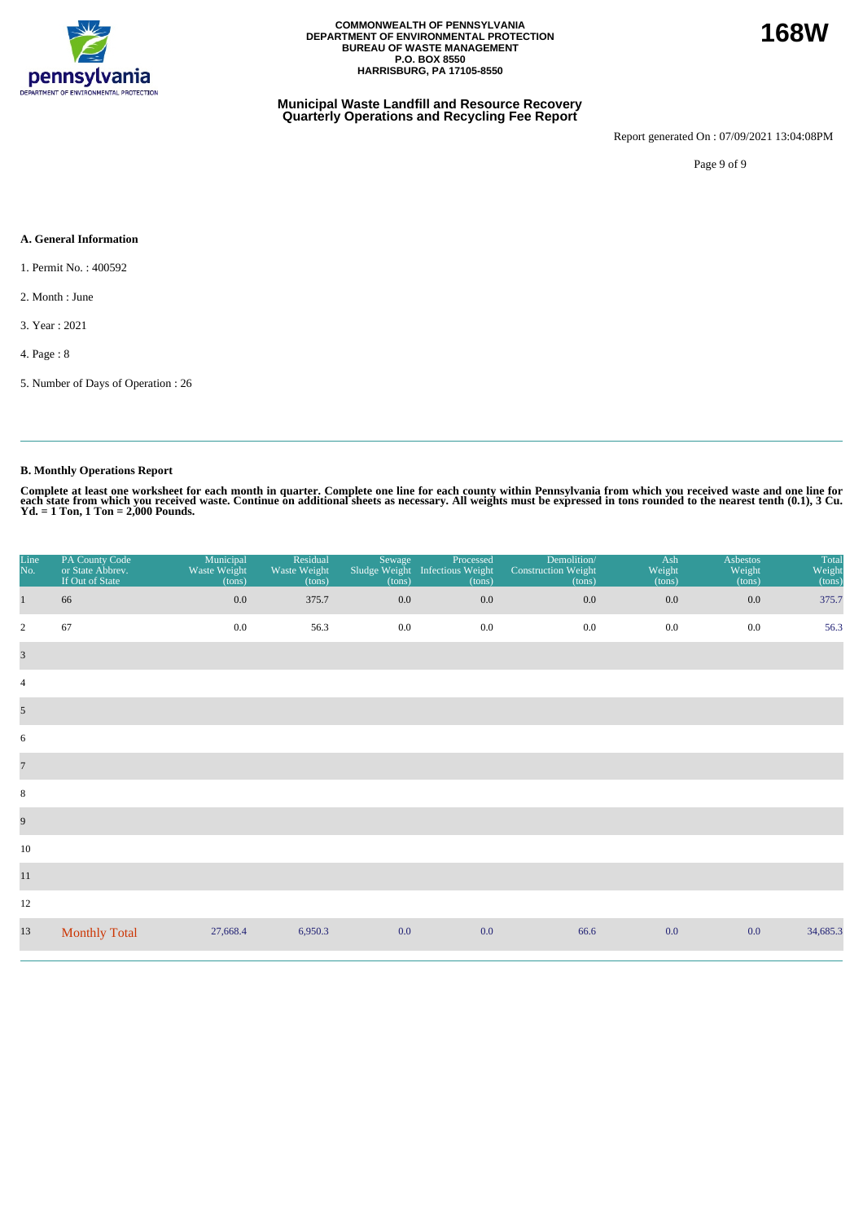COMMONWEALTH OF PENNSYLVANIA
DEPARTMENT OF ENVIRONMENTAL PROTECTION
BUREAU OF WASTE MANAGEMENT
P.O. BOX 8550
HARRISBURG, PA 17105-8550

**168W**

## Municipal Waste Landfill and Resource Recovery Quarterly Operations and Recycling Fee Report

Report generated On : 07/09/2021 13:04:08PM

### A. General Information

1. Permit No. : 400592

2. Month : June

3. Year : 2021

4. Page : 8

5. Number of Days of Operation : 26

### B. Monthly Operations Report

**Complete at least one worksheet for each month in quarter. Complete one line for each county within Pennsylvania from which you received waste and one line for each state from which you received waste. Continue on additional sheets as necessary. All weights must be expressed in tons rounded to the nearest tenth (0.1), 3 Cu. Yd. = 1 Ton, 1 Ton = 2,000 Pounds.**

| Line No. | PA County Code or State Abbrev. If Out of State | Municipal Waste Weight (tons) | Residual Waste Weight (tons) | Sewage Sludge Weight (tons) | Processed Infectious Weight (tons) | Demolition/ Construction Weight (tons) | Ash Weight (tons) | Asbestos Weight (tons) | Total Weight (tons) |
|---|---|---|---|---|---|---|---|---|---|
| 1 | 66 | 0.0 | 375.7 | 0.0 | 0.0 | 0.0 | 0.0 | 0.0 | 375.7 |
| 2 | 67 | 0.0 | 56.3 | 0.0 | 0.0 | 0.0 | 0.0 | 0.0 | 56.3 |
| 3 | | | | | | | | | |
| 4 | | | | | | | | | |
| 5 | | | | | | | | | |
| 6 | | | | | | | | | |
| 7 | | | | | | | | | |
| 8 | | | | | | | | | |
| 9 | | | | | | | | | |
| 10 | | | | | | | | | |
| 11 | | | | | | | | | |
| 12 | | | | | | | | | |
| 13 | Monthly Total | 27,668.4 | 6,950.3 | 0.0 | 0.0 | 66.6 | 0.0 | 0.0 | 34,685.3 |